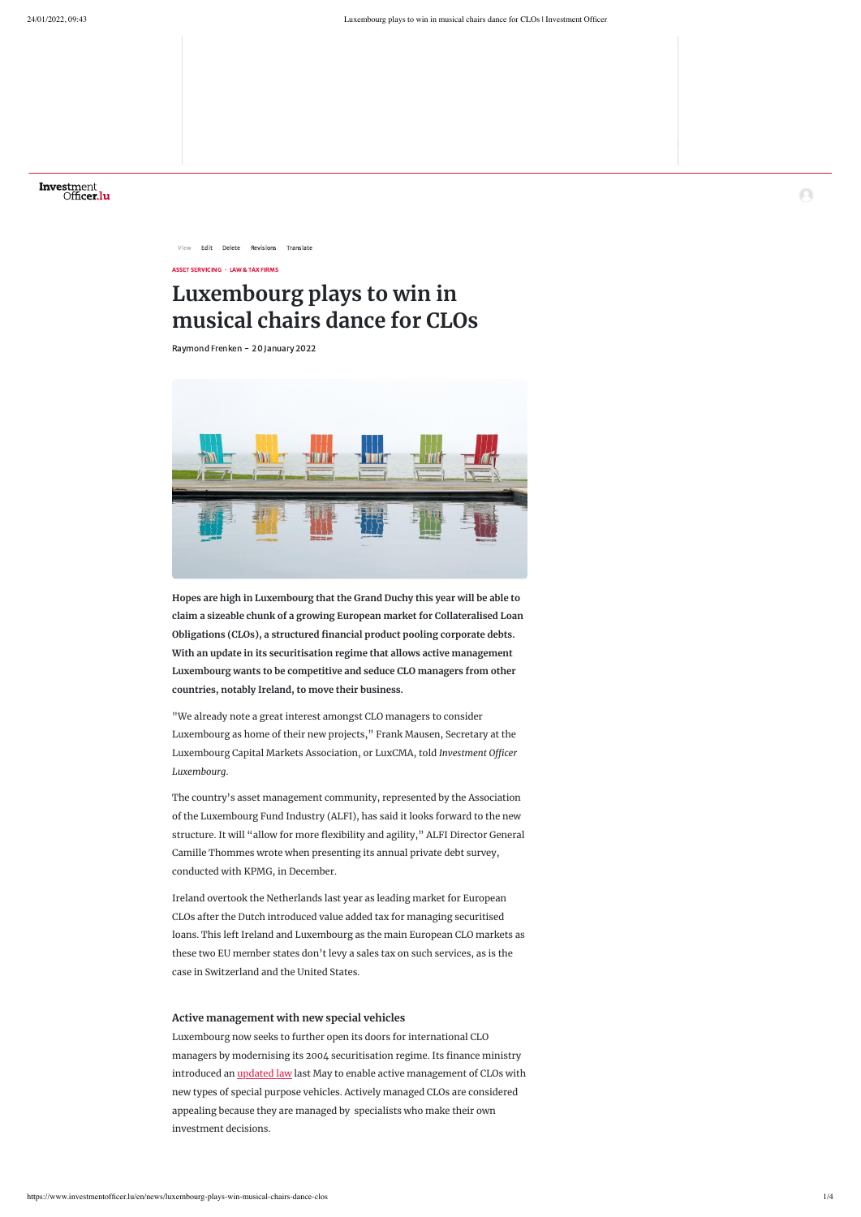ASSET SERVICING · LAW & TAX FIRMS

# Luxembourg plays to win in musical chairs dance for CLOs

Raymond Frenken – 20 January 2022

**Hopes are high in Luxembourg that the Grand Duchy this year will be able to claim a sizeable chunk of a growing European market for Collateralised Loan Obligations (CLOs), a structured financial product pooling corporate debts. With an update in its securitisation regime that allows active management Luxembourg wants to be competitive and seduce CLO managers from other countries, notably Ireland, to move their business.**

"We already note a great interest amongst CLO managers to consider Luxembourg as home of their new projects," Frank Mausen, Secretary at the Luxembourg Capital Markets Association, or LuxCMA, told *Investment Officer Luxembourg*.

The country's asset management community, represented by the Association of the Luxembourg Fund Industry (ALFI), has said it looks forward to the new structure. It will "allow for more flexibility and agility," ALFI Director General Camille Thommes wrote when presenting its annual private debt survey, conducted with KPMG, in December.

Ireland overtook the Netherlands last year as leading market for European CLOs after the Dutch introduced value added tax for managing securitised loans. This left Ireland and Luxembourg as the main European CLO markets as these two EU member states don't levy a sales tax on such services, as is the case in Switzerland and the United States.

### Active management with new special vehicles

Luxembourg now seeks to further open its doors for international CLO managers by modernising its 2004 securitisation regime. Its finance ministry introduced an updated law last May to enable active management of CLOs with new types of special purpose vehicles. Actively managed CLOs are considered appealing because they are managed by specialists who make their own investment decisions.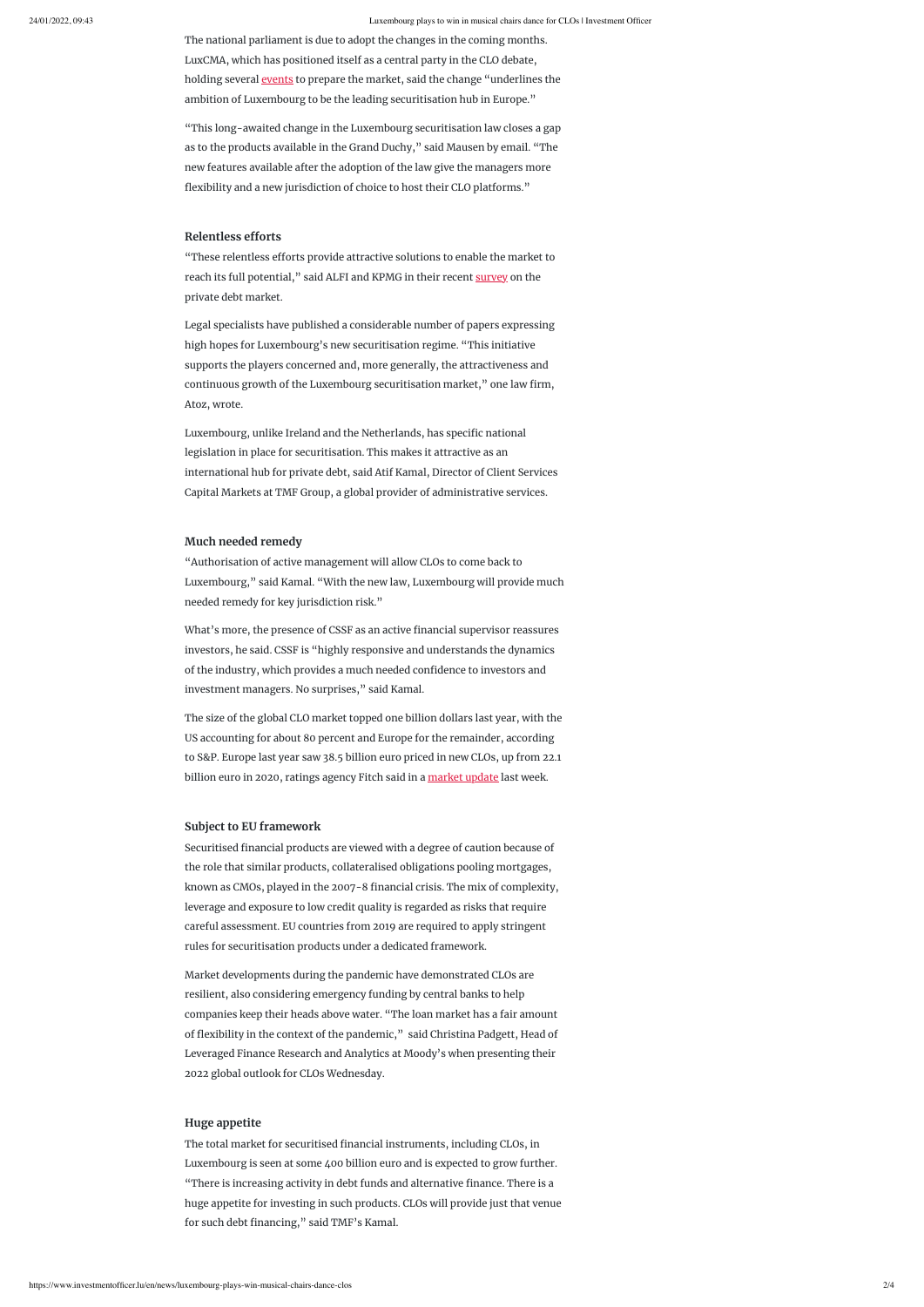The national parliament is due to adopt the changes in the coming months. LuxCMA, which has positioned itself as a central party in the CLO debate, holding several events to prepare the market, said the change "underlines the ambition of Luxembourg to be the leading securitisation hub in Europe."

"This long-awaited change in the Luxembourg securitisation law closes a gap as to the products available in the Grand Duchy," said Mausen by email. "The new features available after the adoption of the law give the managers more flexibility and a new jurisdiction of choice to host their CLO platforms."

### Relentless efforts

"These relentless efforts provide attractive solutions to enable the market to reach its full potential," said ALFI and KPMG in their recent survey on the private debt market.

Legal specialists have published a considerable number of papers expressing high hopes for Luxembourg's new securitisation regime. "This initiative supports the players concerned and, more generally, the attractiveness and continuous growth of the Luxembourg securitisation market," one law firm, Atoz, wrote.

Luxembourg, unlike Ireland and the Netherlands, has specific national legislation in place for securitisation. This makes it attractive as an international hub for private debt, said Atif Kamal, Director of Client Services Capital Markets at TMF Group, a global provider of administrative services.

### Much needed remedy

"Authorisation of active management will allow CLOs to come back to Luxembourg," said Kamal. "With the new law, Luxembourg will provide much needed remedy for key jurisdiction risk."

What's more, the presence of CSSF as an active financial supervisor reassures investors, he said. CSSF is "highly responsive and understands the dynamics of the industry, which provides a much needed confidence to investors and investment managers. No surprises," said Kamal.

The size of the global CLO market topped one billion dollars last year, with the US accounting for about 80 percent and Europe for the remainder, according to S&P. Europe last year saw 38.5 billion euro priced in new CLOs, up from 22.1 billion euro in 2020, ratings agency Fitch said in a market update last week.

### Subject to EU framework

Securitised financial products are viewed with a degree of caution because of the role that similar products, collateralised obligations pooling mortgages, known as CMOs, played in the 2007-8 financial crisis. The mix of complexity, leverage and exposure to low credit quality is regarded as risks that require careful assessment. EU countries from 2019 are required to apply stringent rules for securitisation products under a dedicated framework.

Market developments during the pandemic have demonstrated CLOs are resilient, also considering emergency funding by central banks to help companies keep their heads above water. "The loan market has a fair amount of flexibility in the context of the pandemic," said Christina Padgett, Head of Leveraged Finance Research and Analytics at Moody's when presenting their 2022 global outlook for CLOs Wednesday.

### Huge appetite

The total market for securitised financial instruments, including CLOs, in Luxembourg is seen at some 400 billion euro and is expected to grow further. "There is increasing activity in debt funds and alternative finance. There is a huge appetite for investing in such products. CLOs will provide just that venue for such debt financing," said TMF's Kamal.